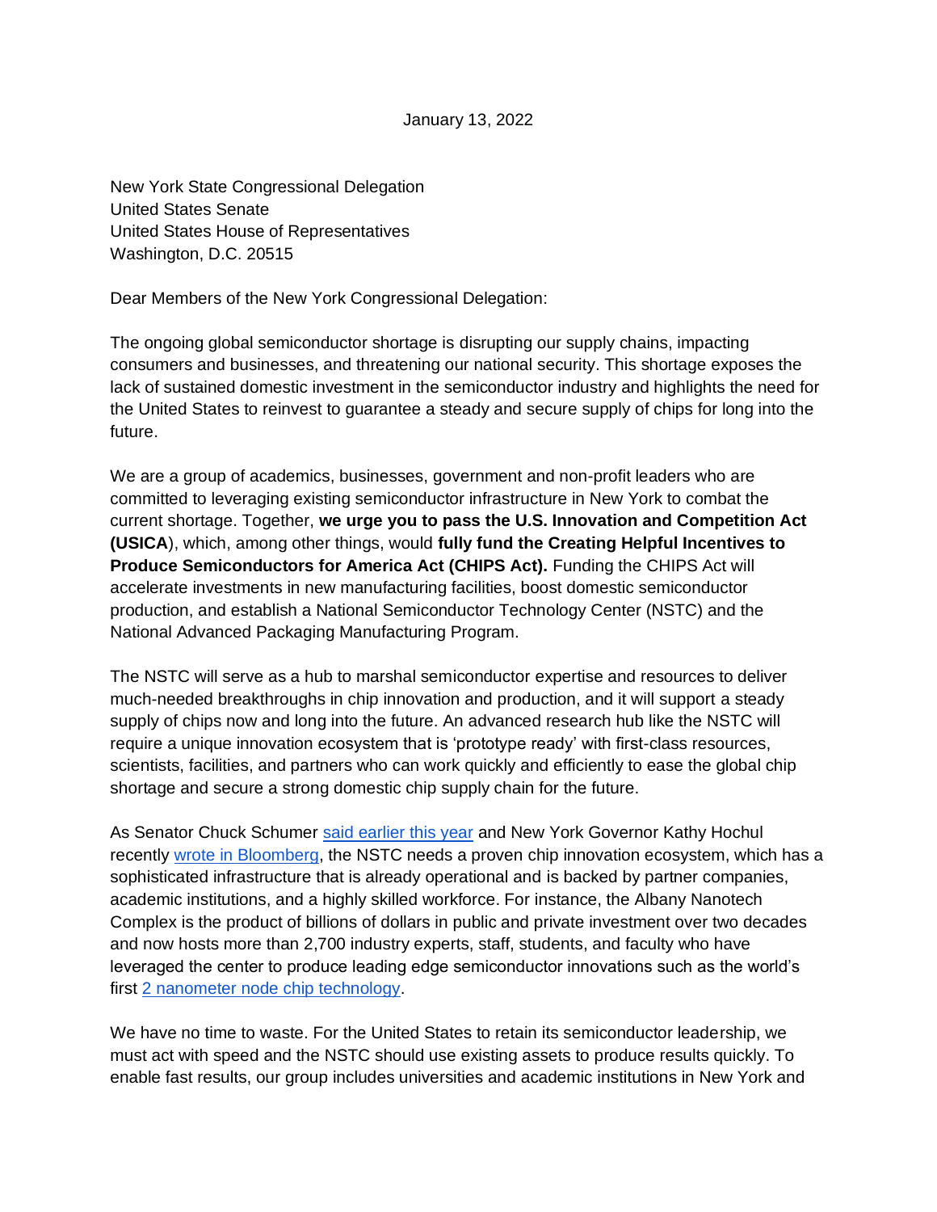January 13, 2022

New York State Congressional Delegation
United States Senate
United States House of Representatives
Washington, D.C. 20515

Dear Members of the New York Congressional Delegation:

The ongoing global semiconductor shortage is disrupting our supply chains, impacting consumers and businesses, and threatening our national security. This shortage exposes the lack of sustained domestic investment in the semiconductor industry and highlights the need for the United States to reinvest to guarantee a steady and secure supply of chips for long into the future.

We are a group of academics, businesses, government and non-profit leaders who are committed to leveraging existing semiconductor infrastructure in New York to combat the current shortage. Together, **we urge you to pass the U.S. Innovation and Competition Act (USICA**), which, among other things, would **fully fund the Creating Helpful Incentives to Produce Semiconductors for America Act (CHIPS Act).** Funding the CHIPS Act will accelerate investments in new manufacturing facilities, boost domestic semiconductor production, and establish a National Semiconductor Technology Center (NSTC) and the National Advanced Packaging Manufacturing Program.

The NSTC will serve as a hub to marshal semiconductor expertise and resources to deliver much-needed breakthroughs in chip innovation and production, and it will support a steady supply of chips now and long into the future. An advanced research hub like the NSTC will require a unique innovation ecosystem that is 'prototype ready' with first-class resources, scientists, facilities, and partners who can work quickly and efficiently to ease the global chip shortage and secure a strong domestic chip supply chain for the future.

As Senator Chuck Schumer said earlier this year and New York Governor Kathy Hochul recently wrote in Bloomberg, the NSTC needs a proven chip innovation ecosystem, which has a sophisticated infrastructure that is already operational and is backed by partner companies, academic institutions, and a highly skilled workforce. For instance, the Albany Nanotech Complex is the product of billions of dollars in public and private investment over two decades and now hosts more than 2,700 industry experts, staff, students, and faculty who have leveraged the center to produce leading edge semiconductor innovations such as the world's first 2 nanometer node chip technology.

We have no time to waste. For the United States to retain its semiconductor leadership, we must act with speed and the NSTC should use existing assets to produce results quickly. To enable fast results, our group includes universities and academic institutions in New York and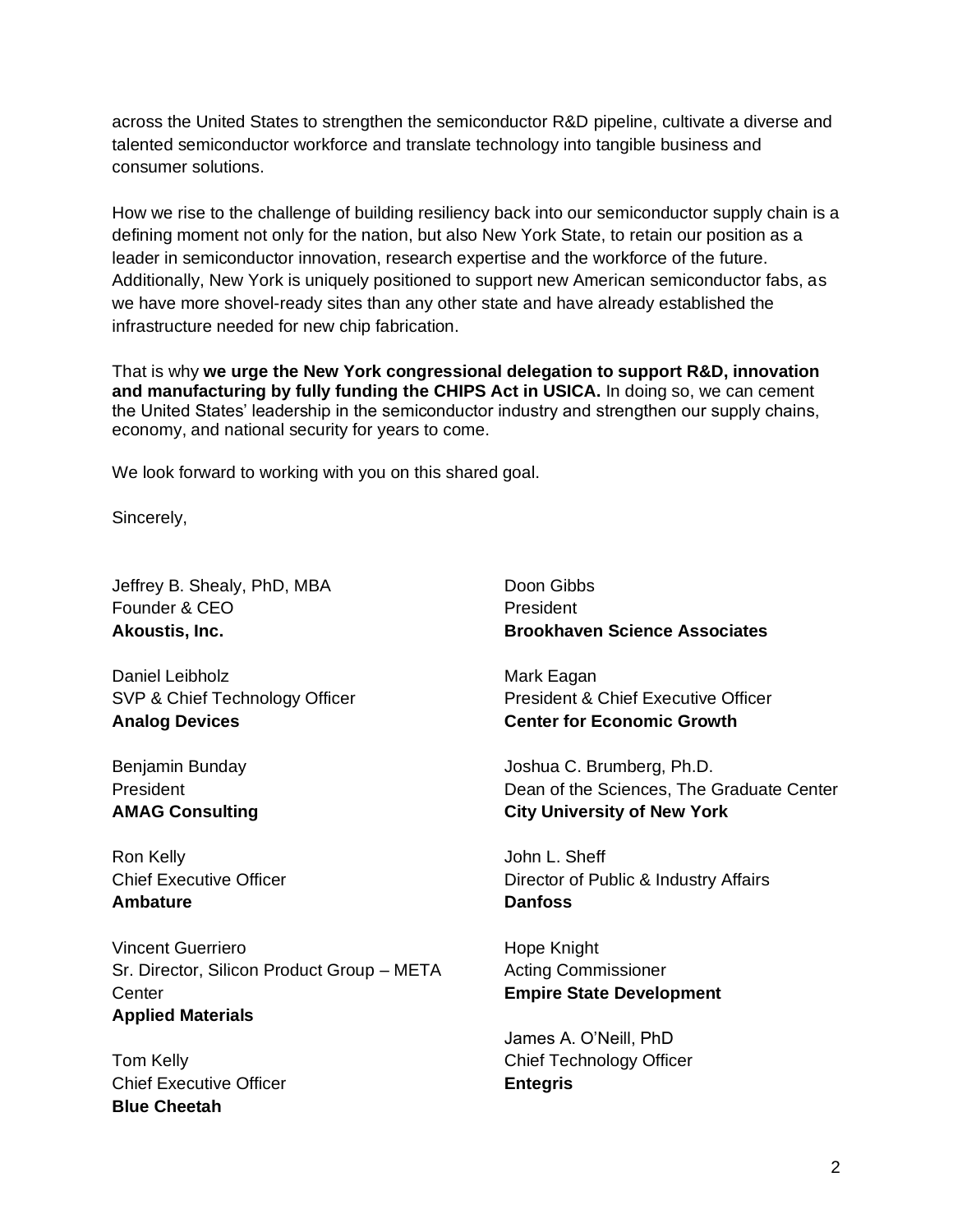across the United States to strengthen the semiconductor R&D pipeline, cultivate a diverse and talented semiconductor workforce and translate technology into tangible business and consumer solutions.

How we rise to the challenge of building resiliency back into our semiconductor supply chain is a defining moment not only for the nation, but also New York State, to retain our position as a leader in semiconductor innovation, research expertise and the workforce of the future. Additionally, New York is uniquely positioned to support new American semiconductor fabs, as we have more shovel-ready sites than any other state and have already established the infrastructure needed for new chip fabrication.

That is why **we urge the New York congressional delegation to support R&D, innovation and manufacturing by fully funding the CHIPS Act in USICA.** In doing so, we can cement the United States' leadership in the semiconductor industry and strengthen our supply chains, economy, and national security for years to come.

We look forward to working with you on this shared goal.

Sincerely,

Jeffrey B. Shealy, PhD, MBA
Founder & CEO
**Akoustis, Inc.**

Daniel Leibholz
SVP & Chief Technology Officer
**Analog Devices**

Benjamin Bunday
President
**AMAG Consulting**

Ron Kelly
Chief Executive Officer
**Ambature**

Vincent Guerriero
Sr. Director, Silicon Product Group – META Center
**Applied Materials**

Tom Kelly
Chief Executive Officer
**Blue Cheetah**

Doon Gibbs
President
**Brookhaven Science Associates**

Mark Eagan
President & Chief Executive Officer
**Center for Economic Growth**

Joshua C. Brumberg, Ph.D.
Dean of the Sciences, The Graduate Center
**City University of New York**

John L. Sheff
Director of Public & Industry Affairs
**Danfoss**

Hope Knight
Acting Commissioner
**Empire State Development**

James A. O'Neill, PhD
Chief Technology Officer
**Entegris**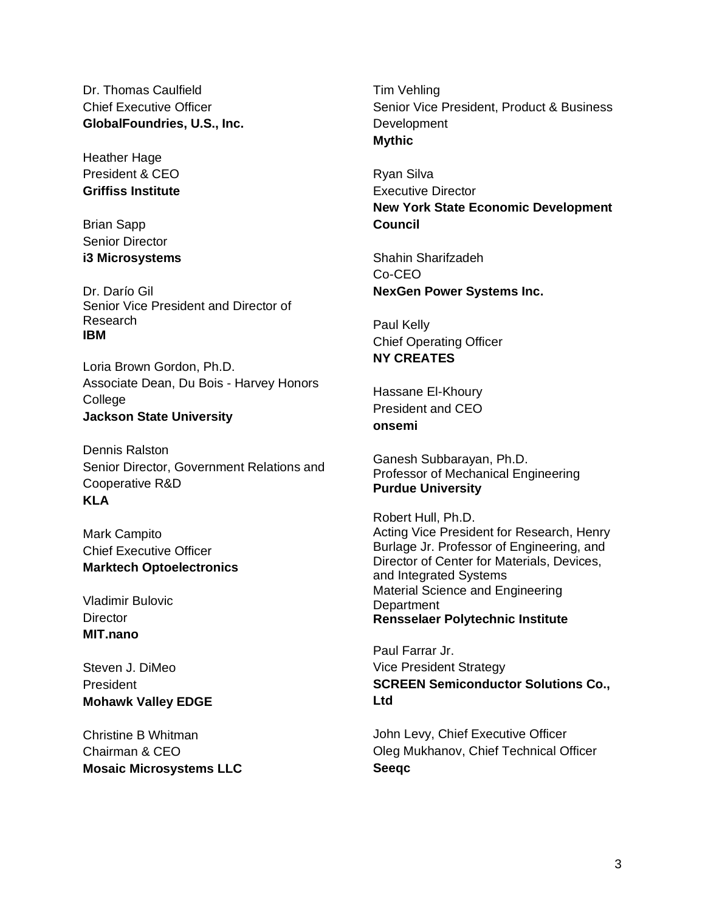Dr. Thomas Caulfield  
Chief Executive Officer  
**GlobalFoundries, U.S., Inc.**

Heather Hage  
President & CEO  
**Griffiss Institute**

Brian Sapp  
Senior Director  
**i3 Microsystems**

Dr. Darío Gil  
Senior Vice President and Director of Research  
**IBM**

Loria Brown Gordon, Ph.D.  
Associate Dean, Du Bois - Harvey Honors College  
**Jackson State University**

Dennis Ralston  
Senior Director, Government Relations and Cooperative R&D  
**KLA**

Mark Campito  
Chief Executive Officer  
**Marktech Optoelectronics**

Vladimir Bulovic  
Director  
**MIT.nano**

Steven J. DiMeo  
President  
**Mohawk Valley EDGE**

Christine B Whitman  
Chairman & CEO  
**Mosaic Microsystems LLC**

Tim Vehling  
Senior Vice President, Product & Business Development  
**Mythic**

Ryan Silva  
Executive Director  
**New York State Economic Development Council**

Shahin Sharifzadeh  
Co-CEO  
**NexGen Power Systems Inc.**

Paul Kelly  
Chief Operating Officer  
**NY CREATES**

Hassane El-Khoury  
President and CEO  
**onsemi**

Ganesh Subbarayan, Ph.D.  
Professor of Mechanical Engineering  
**Purdue University**

Robert Hull, Ph.D.  
Acting Vice President for Research, Henry Burlage Jr. Professor of Engineering, and Director of Center for Materials, Devices, and Integrated Systems  
Material Science and Engineering Department  
**Rensselaer Polytechnic Institute**

Paul Farrar Jr.  
Vice President Strategy  
**SCREEN Semiconductor Solutions Co., Ltd**

John Levy, Chief Executive Officer  
Oleg Mukhanov, Chief Technical Officer  
**Seeqc**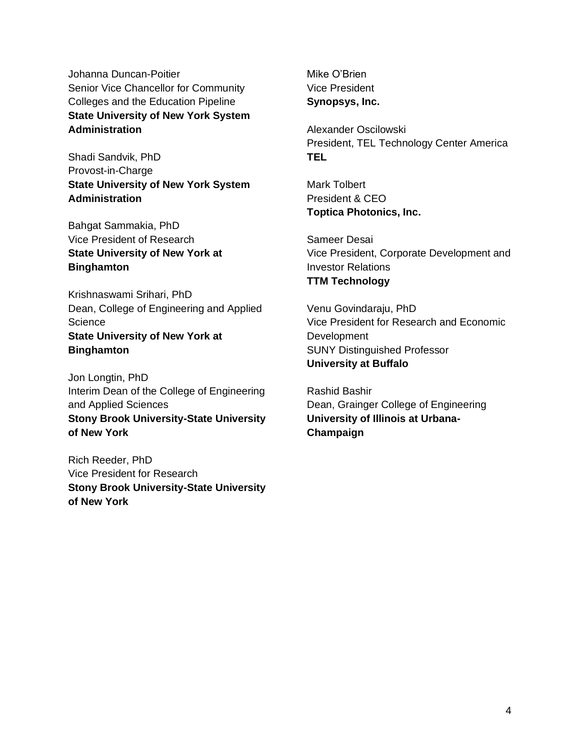Johanna Duncan-Poitier
Senior Vice Chancellor for Community Colleges and the Education Pipeline
**State University of New York System Administration**

Shadi Sandvik, PhD
Provost-in-Charge
**State University of New York System Administration**

Bahgat Sammakia, PhD
Vice President of Research
**State University of New York at Binghamton**

Krishnaswami Srihari, PhD
Dean, College of Engineering and Applied Science
**State University of New York at Binghamton**

Jon Longtin, PhD
Interim Dean of the College of Engineering and Applied Sciences
**Stony Brook University-State University of New York**

Rich Reeder, PhD
Vice President for Research
**Stony Brook University-State University of New York**

Mike O'Brien
Vice President
**Synopsys, Inc.**

Alexander Oscilowski
President, TEL Technology Center America
**TEL**

Mark Tolbert
President & CEO
**Toptica Photonics, Inc.**

Sameer Desai
Vice President, Corporate Development and Investor Relations
**TTM Technology**

Venu Govindaraju, PhD
Vice President for Research and Economic Development
SUNY Distinguished Professor
**University at Buffalo**

Rashid Bashir
Dean, Grainger College of Engineering
**University of Illinois at Urbana-Champaign**